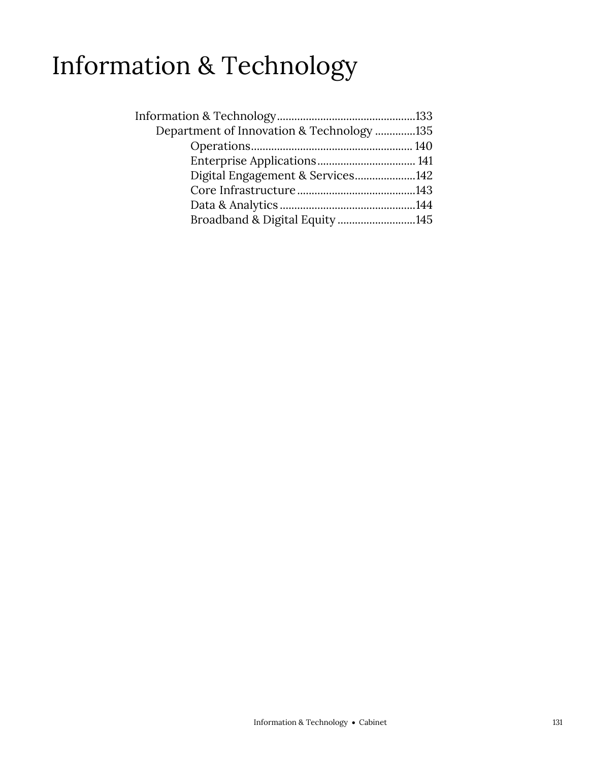# Information & Technology

- Information & Technology .......... 133
  - Department of Innovation & Technology .......... 135
    - Operations .......... 140
    - Enterprise Applications .......... 141
    - Digital Engagement & Services .......... 142
    - Core Infrastructure .......... 143
    - Data & Analytics .......... 144
    - Broadband & Digital Equity .......... 145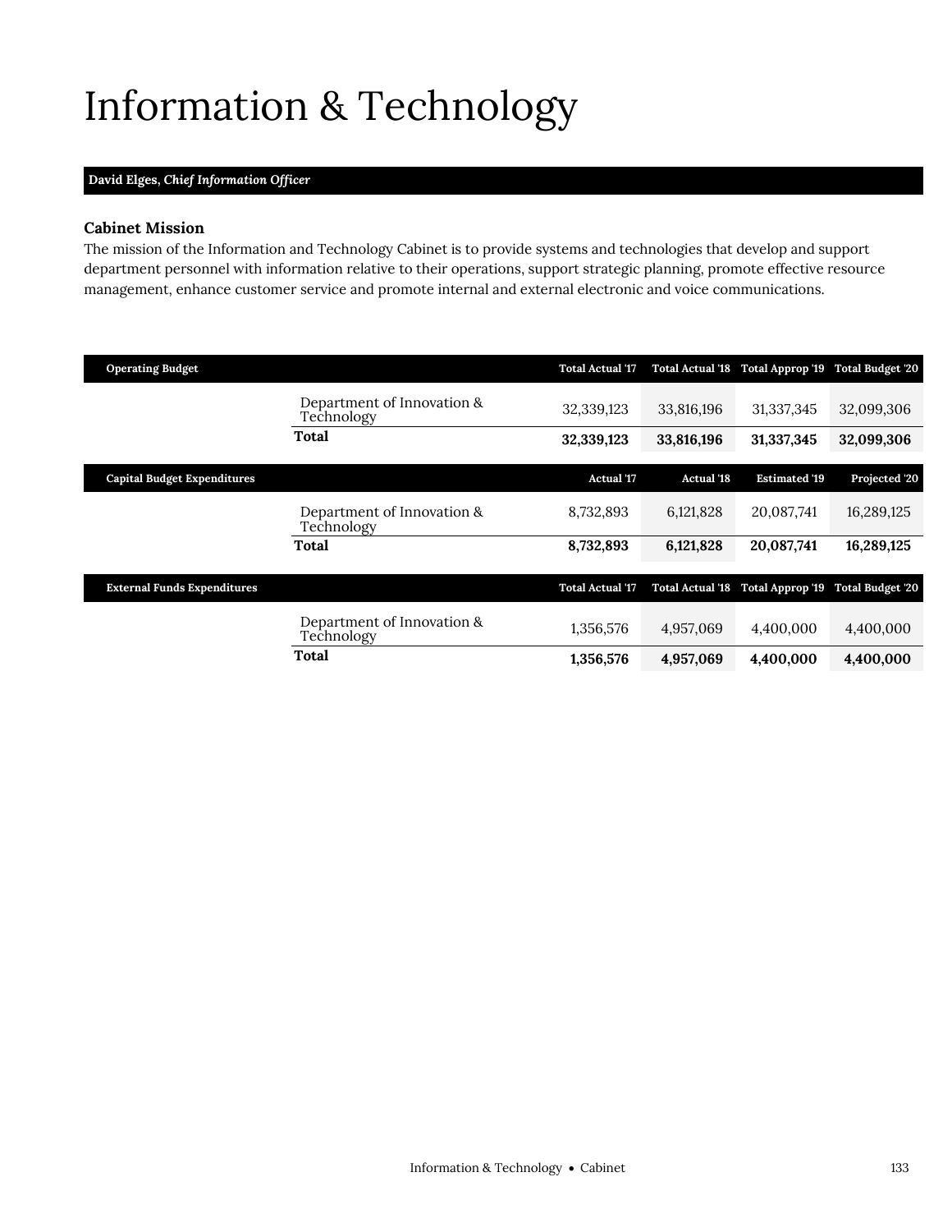# Information & Technology

**David Elges,** ***Chief Information Officer***

### Cabinet Mission

The mission of the Information and Technology Cabinet is to provide systems and technologies that develop and support department personnel with information relative to their operations, support strategic planning, promote effective resource management, enhance customer service and promote internal and external electronic and voice communications.

| Operating Budget | | Total Actual '17 | Total Actual '18 | Total Approp '19 | Total Budget '20 |
|---|---|---|---|---|---|
| | Department of Innovation & Technology | 32,339,123 | 33,816,196 | 31,337,345 | 32,099,306 |
| | **Total** | **32,339,123** | **33,816,196** | **31,337,345** | **32,099,306** |

| Capital Budget Expenditures | | Actual '17 | Actual '18 | Estimated '19 | Projected '20 |
|---|---|---|---|---|---|
| | Department of Innovation & Technology | 8,732,893 | 6,121,828 | 20,087,741 | 16,289,125 |
| | **Total** | **8,732,893** | **6,121,828** | **20,087,741** | **16,289,125** |

| External Funds Expenditures | | Total Actual '17 | Total Actual '18 | Total Approp '19 | Total Budget '20 |
|---|---|---|---|---|---|
| | Department of Innovation & Technology | 1,356,576 | 4,957,069 | 4,400,000 | 4,400,000 |
| | **Total** | **1,356,576** | **4,957,069** | **4,400,000** | **4,400,000** |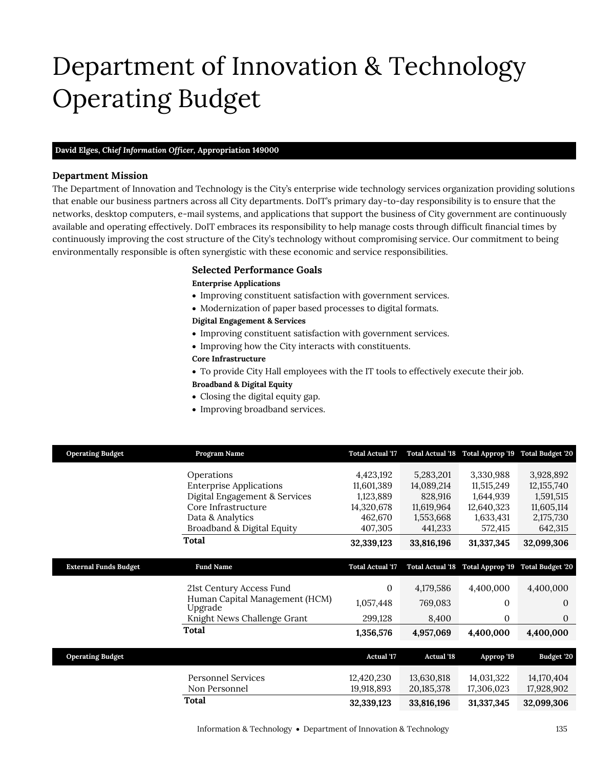# Department of Innovation & Technology Operating Budget

**David Elges, *Chief Information Officer*, Appropriation 149000**

### Department Mission

The Department of Innovation and Technology is the City's enterprise wide technology services organization providing solutions that enable our business partners across all City departments. DoIT's primary day-to-day responsibility is to ensure that the networks, desktop computers, e-mail systems, and applications that support the business of City government are continuously available and operating effectively. DoIT embraces its responsibility to help manage costs through difficult financial times by continuously improving the cost structure of the City's technology without compromising service. Our commitment to being environmentally responsible is often synergistic with these economic and service responsibilities.

### Selected Performance Goals

**Enterprise Applications**

- Improving constituent satisfaction with government services.
- Modernization of paper based processes to digital formats.

**Digital Engagement & Services**

- Improving constituent satisfaction with government services.
- Improving how the City interacts with constituents.

**Core Infrastructure**

- To provide City Hall employees with the IT tools to effectively execute their job.

**Broadband & Digital Equity**

- Closing the digital equity gap.
- Improving broadband services.

| Operating Budget | Program Name | Total Actual '17 | Total Actual '18 | Total Approp '19 | Total Budget '20 |
|---|---|---|---|---|---|
| | Operations | 4,423,192 | 5,283,201 | 3,330,988 | 3,928,892 |
| | Enterprise Applications | 11,601,389 | 14,089,214 | 11,515,249 | 12,155,740 |
| | Digital Engagement & Services | 1,123,889 | 828,916 | 1,644,939 | 1,591,515 |
| | Core Infrastructure | 14,320,678 | 11,619,964 | 12,640,323 | 11,605,114 |
| | Data & Analytics | 462,670 | 1,553,668 | 1,633,431 | 2,175,730 |
| | Broadband & Digital Equity | 407,305 | 441,233 | 572,415 | 642,315 |
| | **Total** | **32,339,123** | **33,816,196** | **31,337,345** | **32,099,306** |

| External Funds Budget | Fund Name | Total Actual '17 | Total Actual '18 | Total Approp '19 | Total Budget '20 |
|---|---|---|---|---|---|
| | 21st Century Access Fund | 0 | 4,179,586 | 4,400,000 | 4,400,000 |
| | Human Capital Management (HCM) Upgrade | 1,057,448 | 769,083 | 0 | 0 |
| | Knight News Challenge Grant | 299,128 | 8,400 | 0 | 0 |
| | **Total** | **1,356,576** | **4,957,069** | **4,400,000** | **4,400,000** |

| Operating Budget | | Actual '17 | Actual '18 | Approp '19 | Budget '20 |
|---|---|---|---|---|---|
| | Personnel Services | 12,420,230 | 13,630,818 | 14,031,322 | 14,170,404 |
| | Non Personnel | 19,918,893 | 20,185,378 | 17,306,023 | 17,928,902 |
| | **Total** | **32,339,123** | **33,816,196** | **31,337,345** | **32,099,306** |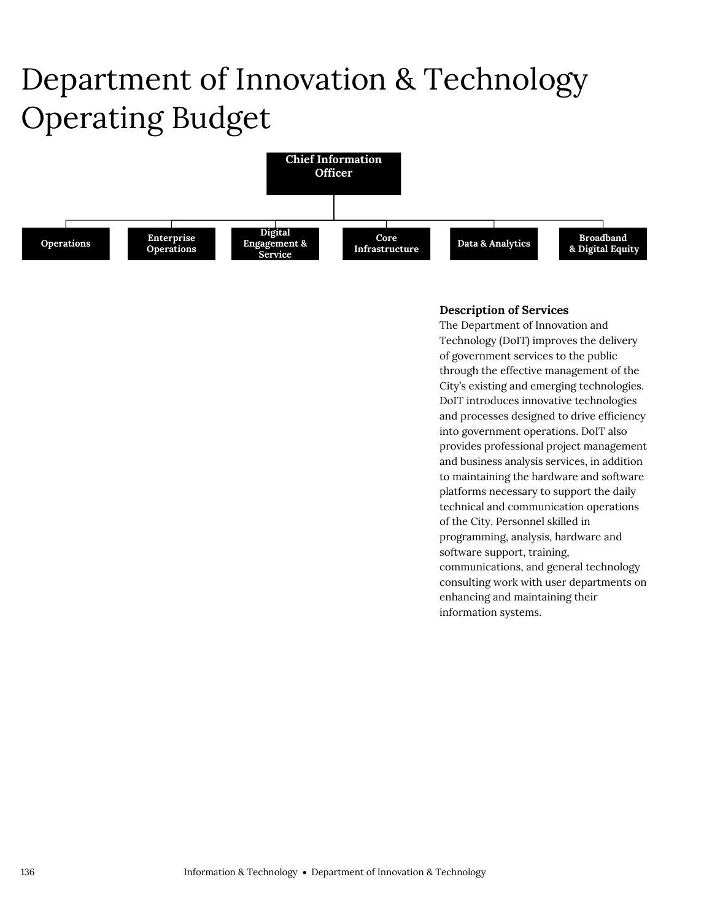# Department of Innovation & Technology Operating Budget

- Chief Information Officer
  - Operations
  - Enterprise Operations
  - Digital Engagement & Service
  - Core Infrastructure
  - Data & Analytics
  - Broadband & Digital Equity

### Description of Services

The Department of Innovation and Technology (DoIT) improves the delivery of government services to the public through the effective management of the City's existing and emerging technologies. DoIT introduces innovative technologies and processes designed to drive efficiency into government operations. DoIT also provides professional project management and business analysis services, in addition to maintaining the hardware and software platforms necessary to support the daily technical and communication operations of the City. Personnel skilled in programming, analysis, hardware and software support, training, communications, and general technology consulting work with user departments on enhancing and maintaining their information systems.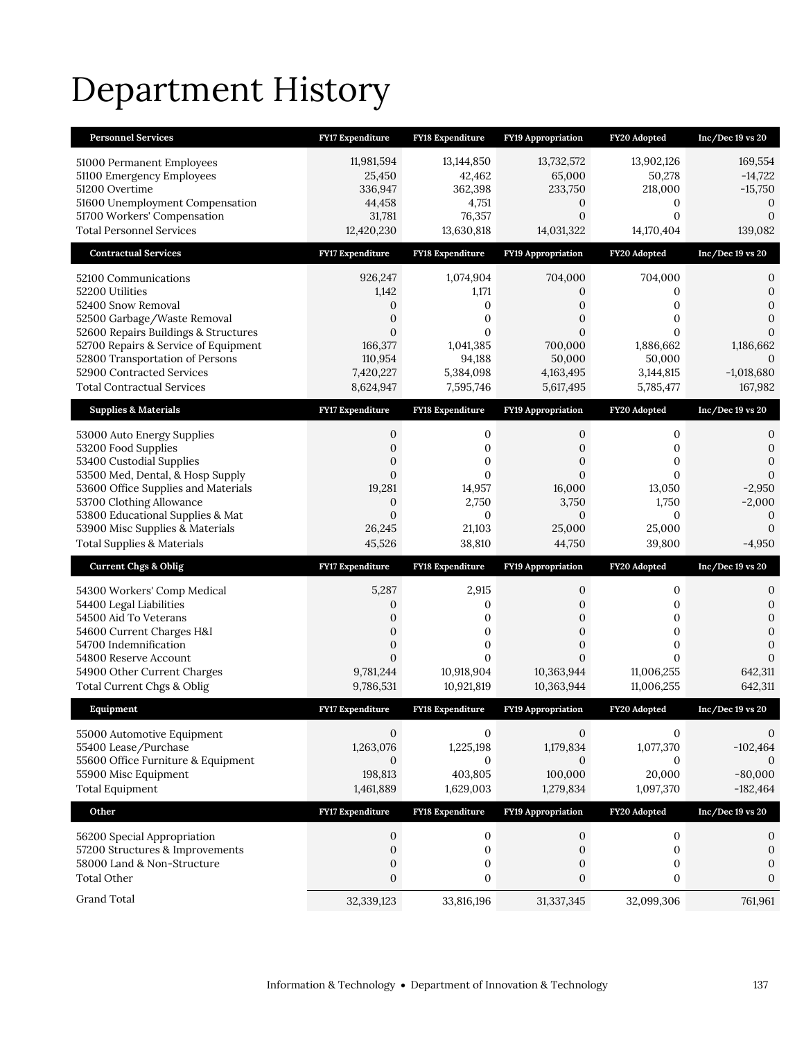# Department History

| Personnel Services | FY17 Expenditure | FY18 Expenditure | FY19 Appropriation | FY20 Adopted | Inc/Dec 19 vs 20 |
|---|---|---|---|---|---|
| 51000 Permanent Employees | 11,981,594 | 13,144,850 | 13,732,572 | 13,902,126 | 169,554 |
| 51100 Emergency Employees | 25,450 | 42,462 | 65,000 | 50,278 | -14,722 |
| 51200 Overtime | 336,947 | 362,398 | 233,750 | 218,000 | -15,750 |
| 51600 Unemployment Compensation | 44,458 | 4,751 | 0 | 0 | 0 |
| 51700 Workers' Compensation | 31,781 | 76,357 | 0 | 0 | 0 |
| Total Personnel Services | 12,420,230 | 13,630,818 | 14,031,322 | 14,170,404 | 139,082 |
| **Contractual Services** | **FY17 Expenditure** | **FY18 Expenditure** | **FY19 Appropriation** | **FY20 Adopted** | **Inc/Dec 19 vs 20** |
| 52100 Communications | 926,247 | 1,074,904 | 704,000 | 704,000 | 0 |
| 52200 Utilities | 1,142 | 1,171 | 0 | 0 | 0 |
| 52400 Snow Removal | 0 | 0 | 0 | 0 | 0 |
| 52500 Garbage/Waste Removal | 0 | 0 | 0 | 0 | 0 |
| 52600 Repairs Buildings & Structures | 0 | 0 | 0 | 0 | 0 |
| 52700 Repairs & Service of Equipment | 166,377 | 1,041,385 | 700,000 | 1,886,662 | 1,186,662 |
| 52800 Transportation of Persons | 110,954 | 94,188 | 50,000 | 50,000 | 0 |
| 52900 Contracted Services | 7,420,227 | 5,384,098 | 4,163,495 | 3,144,815 | -1,018,680 |
| Total Contractual Services | 8,624,947 | 7,595,746 | 5,617,495 | 5,785,477 | 167,982 |
| **Supplies & Materials** | **FY17 Expenditure** | **FY18 Expenditure** | **FY19 Appropriation** | **FY20 Adopted** | **Inc/Dec 19 vs 20** |
| 53000 Auto Energy Supplies | 0 | 0 | 0 | 0 | 0 |
| 53200 Food Supplies | 0 | 0 | 0 | 0 | 0 |
| 53400 Custodial Supplies | 0 | 0 | 0 | 0 | 0 |
| 53500 Med, Dental, & Hosp Supply | 0 | 0 | 0 | 0 | 0 |
| 53600 Office Supplies and Materials | 19,281 | 14,957 | 16,000 | 13,050 | -2,950 |
| 53700 Clothing Allowance | 0 | 2,750 | 3,750 | 1,750 | -2,000 |
| 53800 Educational Supplies & Mat | 0 | 0 | 0 | 0 | 0 |
| 53900 Misc Supplies & Materials | 26,245 | 21,103 | 25,000 | 25,000 | 0 |
| Total Supplies & Materials | 45,526 | 38,810 | 44,750 | 39,800 | -4,950 |
| **Current Chgs & Oblig** | **FY17 Expenditure** | **FY18 Expenditure** | **FY19 Appropriation** | **FY20 Adopted** | **Inc/Dec 19 vs 20** |
| 54300 Workers' Comp Medical | 5,287 | 2,915 | 0 | 0 | 0 |
| 54400 Legal Liabilities | 0 | 0 | 0 | 0 | 0 |
| 54500 Aid To Veterans | 0 | 0 | 0 | 0 | 0 |
| 54600 Current Charges H&I | 0 | 0 | 0 | 0 | 0 |
| 54700 Indemnification | 0 | 0 | 0 | 0 | 0 |
| 54800 Reserve Account | 0 | 0 | 0 | 0 | 0 |
| 54900 Other Current Charges | 9,781,244 | 10,918,904 | 10,363,944 | 11,006,255 | 642,311 |
| Total Current Chgs & Oblig | 9,786,531 | 10,921,819 | 10,363,944 | 11,006,255 | 642,311 |
| **Equipment** | **FY17 Expenditure** | **FY18 Expenditure** | **FY19 Appropriation** | **FY20 Adopted** | **Inc/Dec 19 vs 20** |
| 55000 Automotive Equipment | 0 | 0 | 0 | 0 | 0 |
| 55400 Lease/Purchase | 1,263,076 | 1,225,198 | 1,179,834 | 1,077,370 | -102,464 |
| 55600 Office Furniture & Equipment | 0 | 0 | 0 | 0 | 0 |
| 55900 Misc Equipment | 198,813 | 403,805 | 100,000 | 20,000 | -80,000 |
| Total Equipment | 1,461,889 | 1,629,003 | 1,279,834 | 1,097,370 | -182,464 |
| **Other** | **FY17 Expenditure** | **FY18 Expenditure** | **FY19 Appropriation** | **FY20 Adopted** | **Inc/Dec 19 vs 20** |
| 56200 Special Appropriation | 0 | 0 | 0 | 0 | 0 |
| 57200 Structures & Improvements | 0 | 0 | 0 | 0 | 0 |
| 58000 Land & Non-Structure | 0 | 0 | 0 | 0 | 0 |
| Total Other | 0 | 0 | 0 | 0 | 0 |
| Grand Total | 32,339,123 | 33,816,196 | 31,337,345 | 32,099,306 | 761,961 |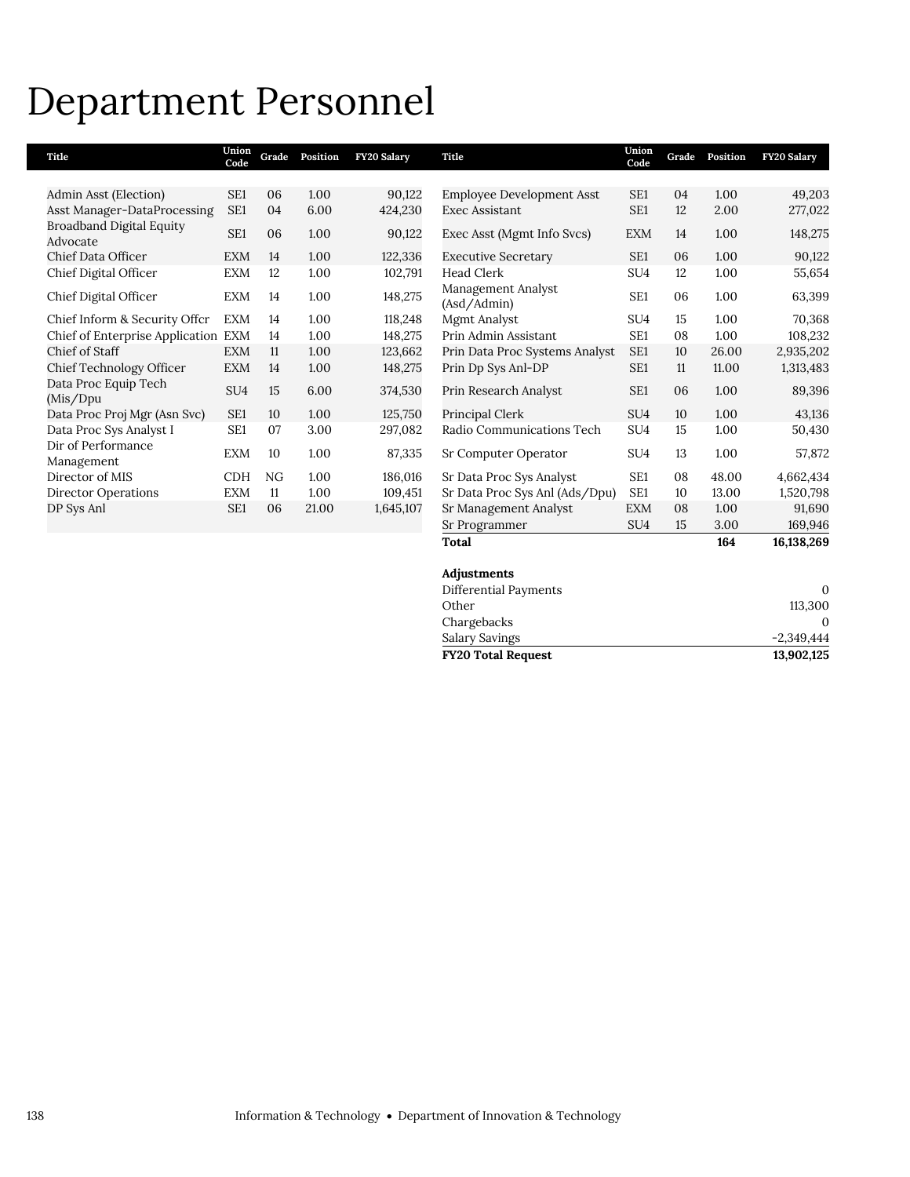# Department Personnel

| Title | Union Code | Grade | Position | FY20 Salary |
|---|---|---|---|---|
| Admin Asst (Election) | SE1 | 06 | 1.00 | 90,122 |
| Asst Manager-DataProcessing | SE1 | 04 | 6.00 | 424,230 |
| Broadband Digital Equity Advocate | SE1 | 06 | 1.00 | 90,122 |
| Chief Data Officer | EXM | 14 | 1.00 | 122,336 |
| Chief Digital Officer | EXM | 12 | 1.00 | 102,791 |
| Chief Digital Officer | EXM | 14 | 1.00 | 148,275 |
| Chief Inform & Security Offcr | EXM | 14 | 1.00 | 118,248 |
| Chief of Enterprise Application | EXM | 14 | 1.00 | 148,275 |
| Chief of Staff | EXM | 11 | 1.00 | 123,662 |
| Chief Technology Officer | EXM | 14 | 1.00 | 148,275 |
| Data Proc Equip Tech (Mis/Dpu | SU4 | 15 | 6.00 | 374,530 |
| Data Proc Proj Mgr (Asn Svc) | SE1 | 10 | 1.00 | 125,750 |
| Data Proc Sys Analyst I | SE1 | 07 | 3.00 | 297,082 |
| Dir of Performance Management | EXM | 10 | 1.00 | 87,335 |
| Director of MIS | CDH | NG | 1.00 | 186,016 |
| Director Operations | EXM | 11 | 1.00 | 109,451 |
| DP Sys Anl | SE1 | 06 | 21.00 | 1,645,107 |
| Employee Development Asst | SE1 | 04 | 1.00 | 49,203 |
| Exec Assistant | SE1 | 12 | 2.00 | 277,022 |
| Exec Asst (Mgmt Info Svcs) | EXM | 14 | 1.00 | 148,275 |
| Executive Secretary | SE1 | 06 | 1.00 | 90,122 |
| Head Clerk | SU4 | 12 | 1.00 | 55,654 |
| Management Analyst (Asd/Admin) | SE1 | 06 | 1.00 | 63,399 |
| Mgmt Analyst | SU4 | 15 | 1.00 | 70,368 |
| Prin Admin Assistant | SE1 | 08 | 1.00 | 108,232 |
| Prin Data Proc Systems Analyst | SE1 | 10 | 26.00 | 2,935,202 |
| Prin Dp Sys Anl-DP | SE1 | 11 | 11.00 | 1,313,483 |
| Prin Research Analyst | SE1 | 06 | 1.00 | 89,396 |
| Principal Clerk | SU4 | 10 | 1.00 | 43,136 |
| Radio Communications Tech | SU4 | 15 | 1.00 | 50,430 |
| Sr Computer Operator | SU4 | 13 | 1.00 | 57,872 |
| Sr Data Proc Sys Analyst | SE1 | 08 | 48.00 | 4,662,434 |
| Sr Data Proc Sys Anl (Ads/Dpu) | SE1 | 10 | 13.00 | 1,520,798 |
| Sr Management Analyst | EXM | 08 | 1.00 | 91,690 |
| Sr Programmer | SU4 | 15 | 3.00 | 169,946 |
| **Total** | | | **164** | **16,138,269** |

| **Adjustments** | |
|---|---|
| Differential Payments | 0 |
| Other | 113,300 |
| Chargebacks | 0 |
| Salary Savings | -2,349,444 |
| **FY20 Total Request** | **13,902,125** |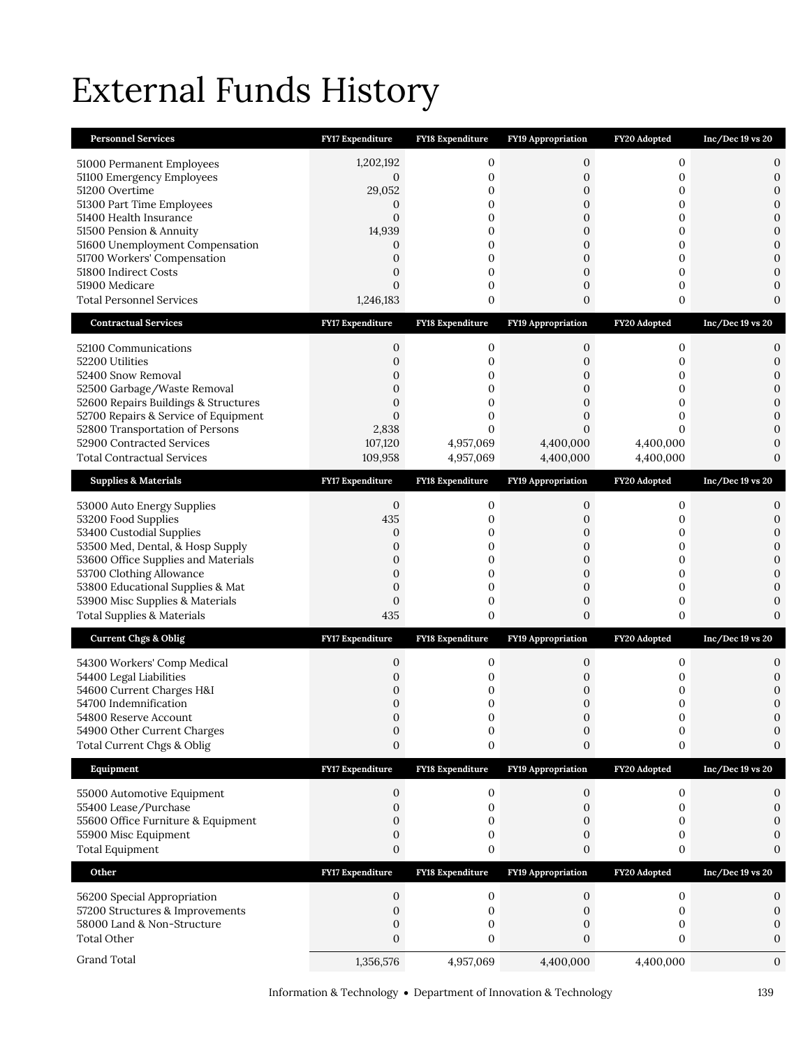# External Funds History

| Personnel Services | FY17 Expenditure | FY18 Expenditure | FY19 Appropriation | FY20 Adopted | Inc/Dec 19 vs 20 |
|---|---|---|---|---|---|
| 51000 Permanent Employees | 1,202,192 | 0 | 0 | 0 | 0 |
| 51100 Emergency Employees | 0 | 0 | 0 | 0 | 0 |
| 51200 Overtime | 29,052 | 0 | 0 | 0 | 0 |
| 51300 Part Time Employees | 0 | 0 | 0 | 0 | 0 |
| 51400 Health Insurance | 0 | 0 | 0 | 0 | 0 |
| 51500 Pension & Annuity | 14,939 | 0 | 0 | 0 | 0 |
| 51600 Unemployment Compensation | 0 | 0 | 0 | 0 | 0 |
| 51700 Workers' Compensation | 0 | 0 | 0 | 0 | 0 |
| 51800 Indirect Costs | 0 | 0 | 0 | 0 | 0 |
| 51900 Medicare | 0 | 0 | 0 | 0 | 0 |
| Total Personnel Services | 1,246,183 | 0 | 0 | 0 | 0 |

| Contractual Services | FY17 Expenditure | FY18 Expenditure | FY19 Appropriation | FY20 Adopted | Inc/Dec 19 vs 20 |
|---|---|---|---|---|---|
| 52100 Communications | 0 | 0 | 0 | 0 | 0 |
| 52200 Utilities | 0 | 0 | 0 | 0 | 0 |
| 52400 Snow Removal | 0 | 0 | 0 | 0 | 0 |
| 52500 Garbage/Waste Removal | 0 | 0 | 0 | 0 | 0 |
| 52600 Repairs Buildings & Structures | 0 | 0 | 0 | 0 | 0 |
| 52700 Repairs & Service of Equipment | 0 | 0 | 0 | 0 | 0 |
| 52800 Transportation of Persons | 2,838 | 0 | 0 | 0 | 0 |
| 52900 Contracted Services | 107,120 | 4,957,069 | 4,400,000 | 4,400,000 | 0 |
| Total Contractual Services | 109,958 | 4,957,069 | 4,400,000 | 4,400,000 | 0 |

| Supplies & Materials | FY17 Expenditure | FY18 Expenditure | FY19 Appropriation | FY20 Adopted | Inc/Dec 19 vs 20 |
|---|---|---|---|---|---|
| 53000 Auto Energy Supplies | 0 | 0 | 0 | 0 | 0 |
| 53200 Food Supplies | 435 | 0 | 0 | 0 | 0 |
| 53400 Custodial Supplies | 0 | 0 | 0 | 0 | 0 |
| 53500 Med, Dental, & Hosp Supply | 0 | 0 | 0 | 0 | 0 |
| 53600 Office Supplies and Materials | 0 | 0 | 0 | 0 | 0 |
| 53700 Clothing Allowance | 0 | 0 | 0 | 0 | 0 |
| 53800 Educational Supplies & Mat | 0 | 0 | 0 | 0 | 0 |
| 53900 Misc Supplies & Materials | 0 | 0 | 0 | 0 | 0 |
| Total Supplies & Materials | 435 | 0 | 0 | 0 | 0 |

| Current Chgs & Oblig | FY17 Expenditure | FY18 Expenditure | FY19 Appropriation | FY20 Adopted | Inc/Dec 19 vs 20 |
|---|---|---|---|---|---|
| 54300 Workers' Comp Medical | 0 | 0 | 0 | 0 | 0 |
| 54400 Legal Liabilities | 0 | 0 | 0 | 0 | 0 |
| 54600 Current Charges H&I | 0 | 0 | 0 | 0 | 0 |
| 54700 Indemnification | 0 | 0 | 0 | 0 | 0 |
| 54800 Reserve Account | 0 | 0 | 0 | 0 | 0 |
| 54900 Other Current Charges | 0 | 0 | 0 | 0 | 0 |
| Total Current Chgs & Oblig | 0 | 0 | 0 | 0 | 0 |

| Equipment | FY17 Expenditure | FY18 Expenditure | FY19 Appropriation | FY20 Adopted | Inc/Dec 19 vs 20 |
|---|---|---|---|---|---|
| 55000 Automotive Equipment | 0 | 0 | 0 | 0 | 0 |
| 55400 Lease/Purchase | 0 | 0 | 0 | 0 | 0 |
| 55600 Office Furniture & Equipment | 0 | 0 | 0 | 0 | 0 |
| 55900 Misc Equipment | 0 | 0 | 0 | 0 | 0 |
| Total Equipment | 0 | 0 | 0 | 0 | 0 |

| Other | FY17 Expenditure | FY18 Expenditure | FY19 Appropriation | FY20 Adopted | Inc/Dec 19 vs 20 |
|---|---|---|---|---|---|
| 56200 Special Appropriation | 0 | 0 | 0 | 0 | 0 |
| 57200 Structures & Improvements | 0 | 0 | 0 | 0 | 0 |
| 58000 Land & Non-Structure | 0 | 0 | 0 | 0 | 0 |
| Total Other | 0 | 0 | 0 | 0 | 0 |
| Grand Total | 1,356,576 | 4,957,069 | 4,400,000 | 4,400,000 | 0 |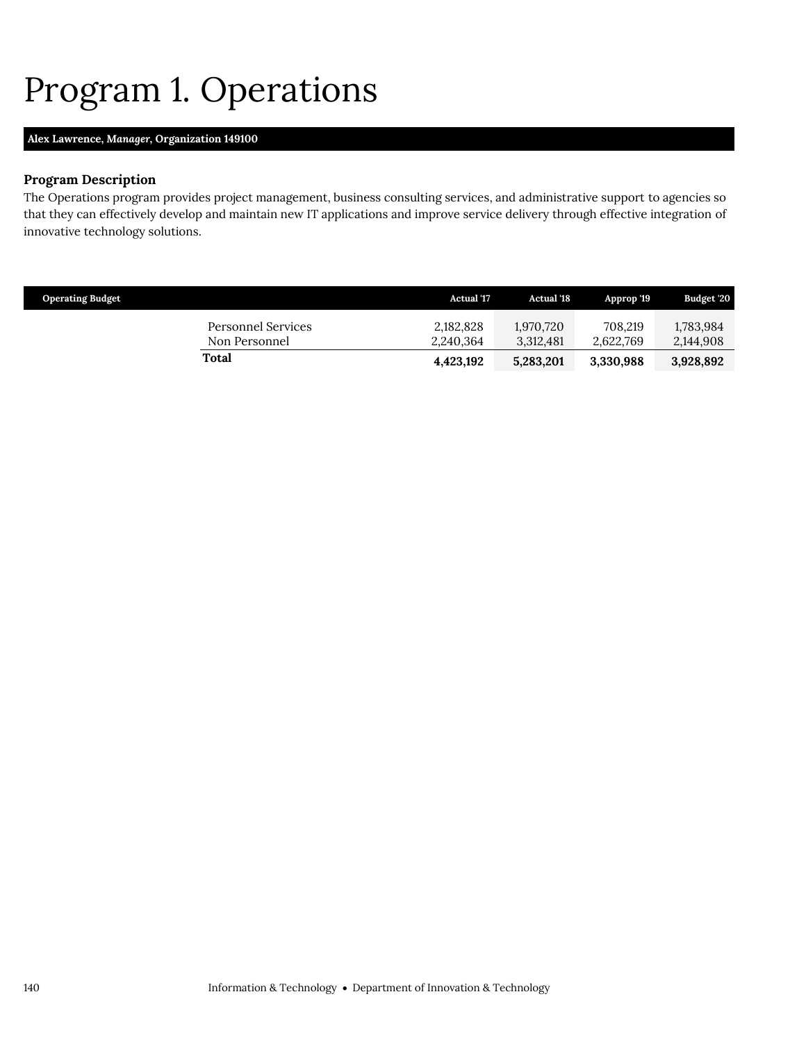# Program 1. Operations

**Alex Lawrence, *Manager*, Organization 149100**

### Program Description

The Operations program provides project management, business consulting services, and administrative support to agencies so that they can effectively develop and maintain new IT applications and improve service delivery through effective integration of innovative technology solutions.

| Operating Budget | Actual '17 | Actual '18 | Approp '19 | Budget '20 |
|---|---|---|---|---|
| Personnel Services | 2,182,828 | 1,970,720 | 708,219 | 1,783,984 |
| Non Personnel | 2,240,364 | 3,312,481 | 2,622,769 | 2,144,908 |
| **Total** | **4,423,192** | **5,283,201** | **3,330,988** | **3,928,892** |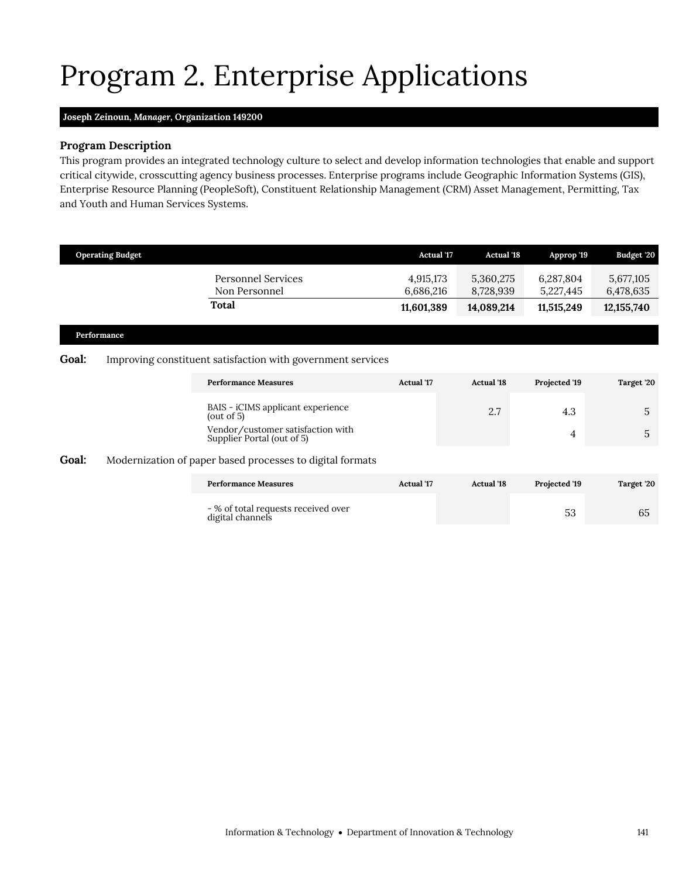# Program 2. Enterprise Applications

**Joseph Zeinoun, *Manager*, Organization 149200**

### Program Description

This program provides an integrated technology culture to select and develop information technologies that enable and support critical citywide, crosscutting agency business processes. Enterprise programs include Geographic Information Systems (GIS), Enterprise Resource Planning (PeopleSoft), Constituent Relationship Management (CRM) Asset Management, Permitting, Tax and Youth and Human Services Systems.

| Operating Budget | Actual '17 | Actual '18 | Approp '19 | Budget '20 |
|---|---|---|---|---|
| Personnel Services | 4,915,173 | 5,360,275 | 6,287,804 | 5,677,105 |
| Non Personnel | 6,686,216 | 8,728,939 | 5,227,445 | 6,478,635 |
| **Total** | **11,601,389** | **14,089,214** | **11,515,249** | **12,155,740** |

### Performance

**Goal:** Improving constituent satisfaction with government services

| Performance Measures | Actual '17 | Actual '18 | Projected '19 | Target '20 |
|---|---|---|---|---|
| BAIS - iCIMS applicant experience (out of 5) | | 2.7 | 4.3 | 5 |
| Vendor/customer satisfaction with Supplier Portal (out of 5) | | | 4 | 5 |

**Goal:** Modernization of paper based processes to digital formats

| Performance Measures | Actual '17 | Actual '18 | Projected '19 | Target '20 |
|---|---|---|---|---|
| - % of total requests received over digital channels | | | 53 | 65 |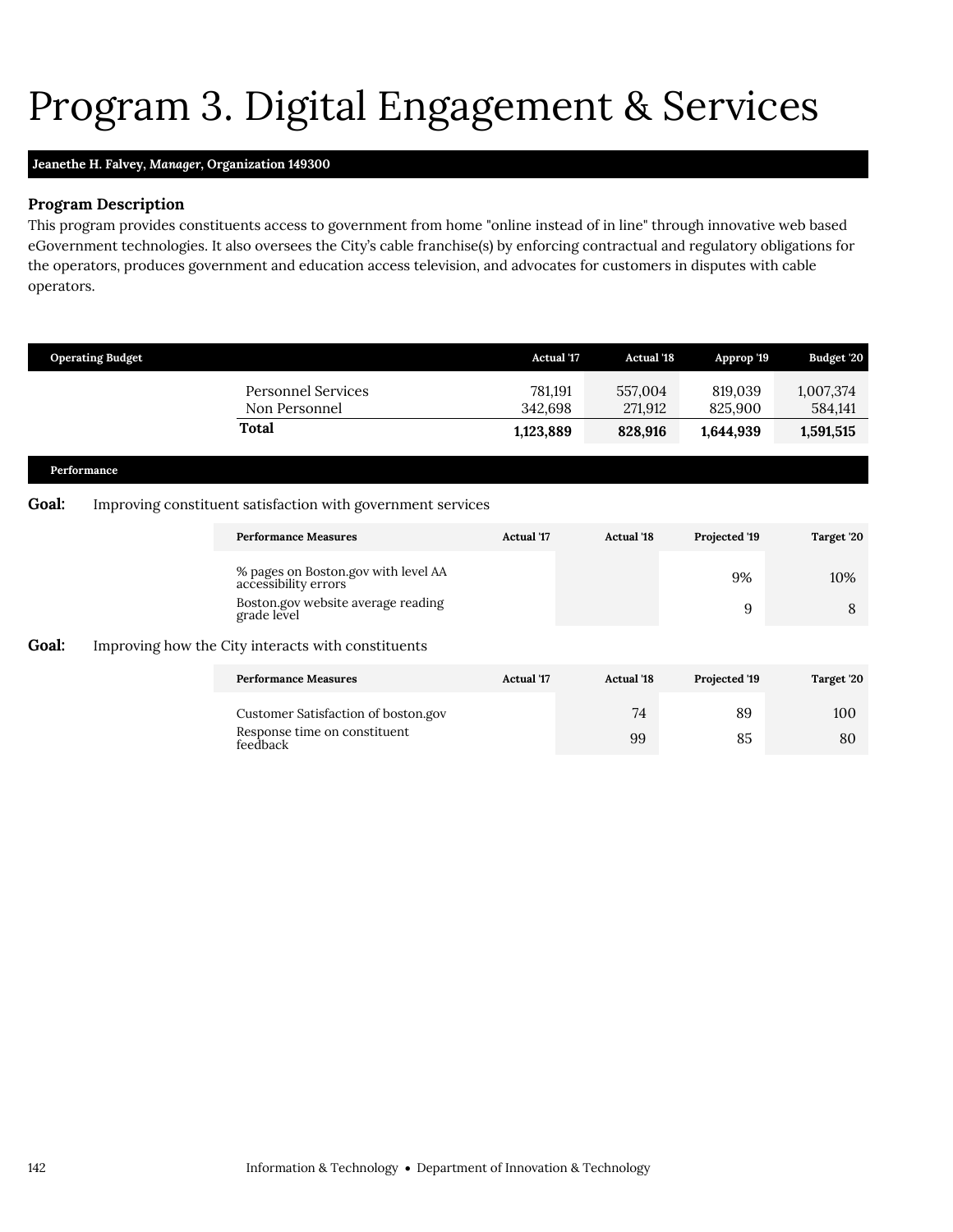# Program 3. Digital Engagement & Services

**Jeanethe H. Falvey, *Manager*, Organization 149300**

### Program Description

This program provides constituents access to government from home "online instead of in line" through innovative web based eGovernment technologies. It also oversees the City's cable franchise(s) by enforcing contractual and regulatory obligations for the operators, produces government and education access television, and advocates for customers in disputes with cable operators.

| Operating Budget | Actual '17 | Actual '18 | Approp '19 | Budget '20 |
|---|---|---|---|---|
| Personnel Services | 781,191 | 557,004 | 819,039 | 1,007,374 |
| Non Personnel | 342,698 | 271,912 | 825,900 | 584,141 |
| **Total** | **1,123,889** | **828,916** | **1,644,939** | **1,591,515** |

### Performance

**Goal:** Improving constituent satisfaction with government services

| Performance Measures | Actual '17 | Actual '18 | Projected '19 | Target '20 |
|---|---|---|---|---|
| % pages on Boston.gov with level AA accessibility errors | | | 9% | 10% |
| Boston.gov website average reading grade level | | | 9 | 8 |

**Goal:** Improving how the City interacts with constituents

| Performance Measures | Actual '17 | Actual '18 | Projected '19 | Target '20 |
|---|---|---|---|---|
| Customer Satisfaction of boston.gov | | 74 | 89 | 100 |
| Response time on constituent feedback | | 99 | 85 | 80 |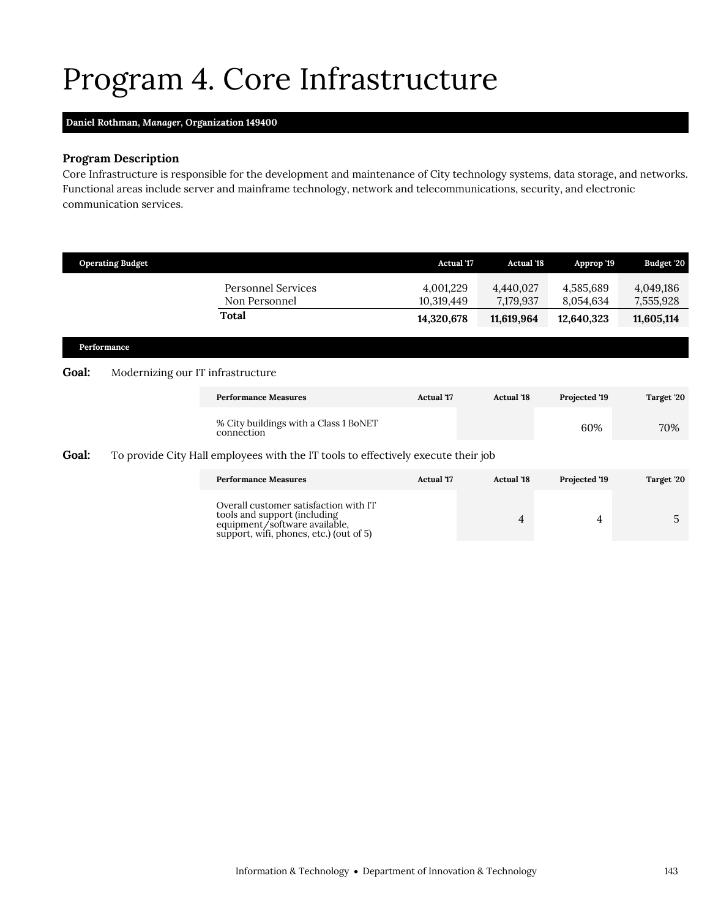# Program 4. Core Infrastructure

**Daniel Rothman, *Manager*, Organization 149400**

### Program Description

Core Infrastructure is responsible for the development and maintenance of City technology systems, data storage, and networks. Functional areas include server and mainframe technology, network and telecommunications, security, and electronic communication services.

| Operating Budget | Actual '17 | Actual '18 | Approp '19 | Budget '20 |
|---|---|---|---|---|
| Personnel Services | 4,001,229 | 4,440,027 | 4,585,689 | 4,049,186 |
| Non Personnel | 10,319,449 | 7,179,937 | 8,054,634 | 7,555,928 |
| **Total** | **14,320,678** | **11,619,964** | **12,640,323** | **11,605,114** |

**Performance**

**Goal:** Modernizing our IT infrastructure

| Performance Measures | Actual '17 | Actual '18 | Projected '19 | Target '20 |
|---|---|---|---|---|
| % City buildings with a Class 1 BoNET connection | | | 60% | 70% |

**Goal:** To provide City Hall employees with the IT tools to effectively execute their job

| Performance Measures | Actual '17 | Actual '18 | Projected '19 | Target '20 |
|---|---|---|---|---|
| Overall customer satisfaction with IT tools and support (including equipment/software available, support, wifi, phones, etc.) (out of 5) | | 4 | 4 | 5 |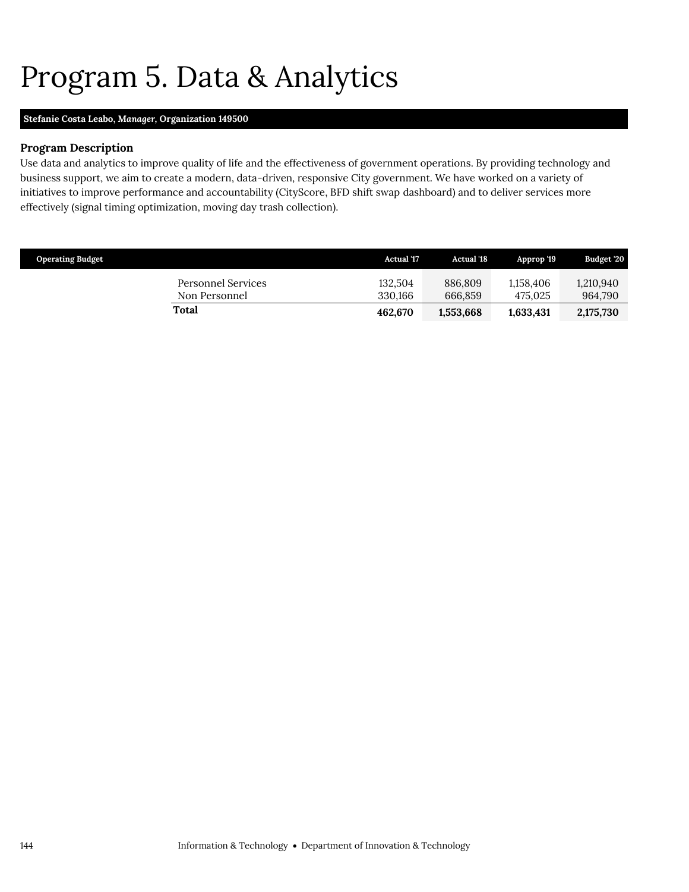# Program 5. Data & Analytics

**Stefanie Costa Leabo, *Manager*, Organization 149500**

### Program Description

Use data and analytics to improve quality of life and the effectiveness of government operations. By providing technology and business support, we aim to create a modern, data-driven, responsive City government. We have worked on a variety of initiatives to improve performance and accountability (CityScore, BFD shift swap dashboard) and to deliver services more effectively (signal timing optimization, moving day trash collection).

| Operating Budget | Actual '17 | Actual '18 | Approp '19 | Budget '20 |
|---|---|---|---|---|
| Personnel Services | 132,504 | 886,809 | 1,158,406 | 1,210,940 |
| Non Personnel | 330,166 | 666,859 | 475,025 | 964,790 |
| **Total** | **462,670** | **1,553,668** | **1,633,431** | **2,175,730** |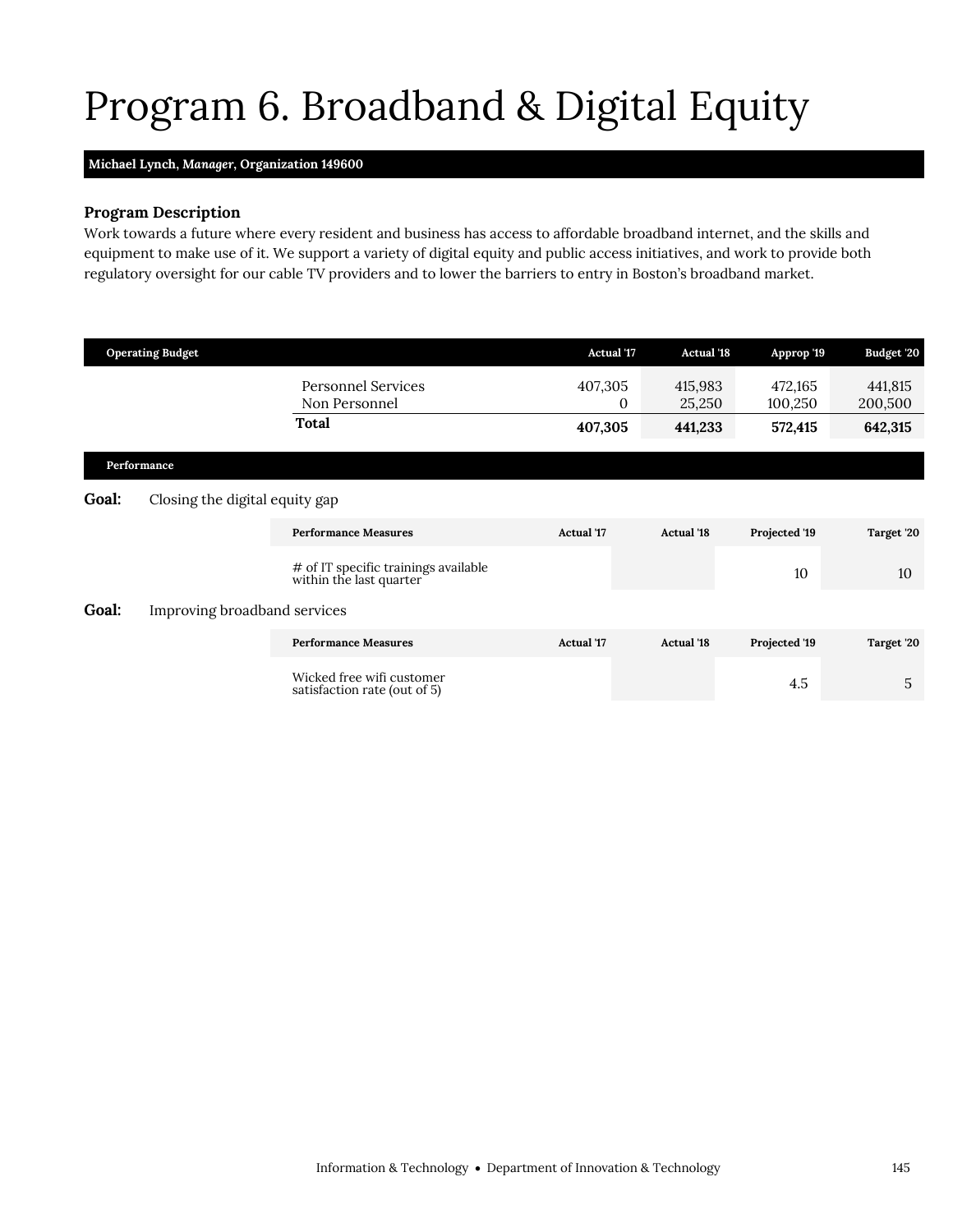# Program 6. Broadband & Digital Equity

**Michael Lynch, *Manager*, Organization 149600**

### Program Description

Work towards a future where every resident and business has access to affordable broadband internet, and the skills and equipment to make use of it. We support a variety of digital equity and public access initiatives, and work to provide both regulatory oversight for our cable TV providers and to lower the barriers to entry in Boston's broadband market.

| Operating Budget | Actual '17 | Actual '18 | Approp '19 | Budget '20 |
|---|---|---|---|---|
| Personnel Services | 407,305 | 415,983 | 472,165 | 441,815 |
| Non Personnel | 0 | 25,250 | 100,250 | 200,500 |
| **Total** | **407,305** | **441,233** | **572,415** | **642,315** |

### Performance

**Goal:** Closing the digital equity gap

| Performance Measures | Actual '17 | Actual '18 | Projected '19 | Target '20 |
|---|---|---|---|---|
| # of IT specific trainings available within the last quarter | | | 10 | 10 |

**Goal:** Improving broadband services

| Performance Measures | Actual '17 | Actual '18 | Projected '19 | Target '20 |
|---|---|---|---|---|
| Wicked free wifi customer satisfaction rate (out of 5) | | | 4.5 | 5 |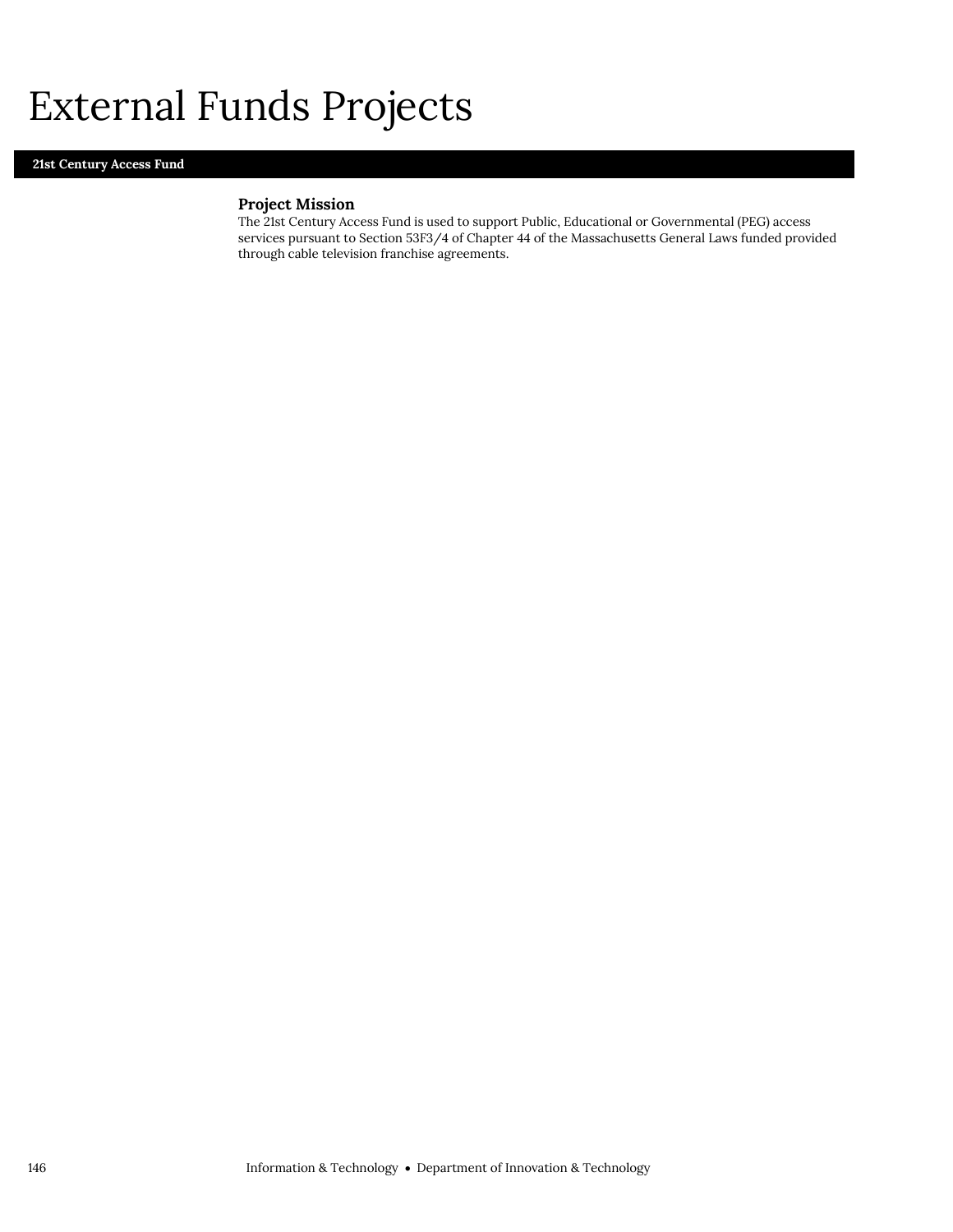# External Funds Projects

## 21st Century Access Fund

### Project Mission

The 21st Century Access Fund is used to support Public, Educational or Governmental (PEG) access services pursuant to Section 53F3/4 of Chapter 44 of the Massachusetts General Laws funded provided through cable television franchise agreements.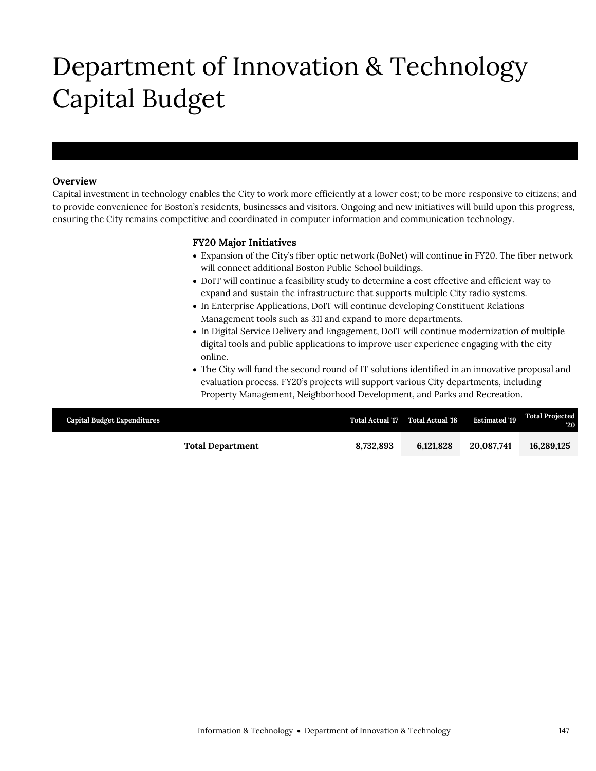# Department of Innovation & Technology Capital Budget

### Overview

Capital investment in technology enables the City to work more efficiently at a lower cost; to be more responsive to citizens; and to provide convenience for Boston's residents, businesses and visitors. Ongoing and new initiatives will build upon this progress, ensuring the City remains competitive and coordinated in computer information and communication technology.

### FY20 Major Initiatives

- Expansion of the City's fiber optic network (BoNet) will continue in FY20. The fiber network will connect additional Boston Public School buildings.
- DoIT will continue a feasibility study to determine a cost effective and efficient way to expand and sustain the infrastructure that supports multiple City radio systems.
- In Enterprise Applications, DoIT will continue developing Constituent Relations Management tools such as 311 and expand to more departments.
- In Digital Service Delivery and Engagement, DoIT will continue modernization of multiple digital tools and public applications to improve user experience engaging with the city online.
- The City will fund the second round of IT solutions identified in an innovative proposal and evaluation process. FY20's projects will support various City departments, including Property Management, Neighborhood Development, and Parks and Recreation.

| Capital Budget Expenditures | Total Actual '17 | Total Actual '18 | Estimated '19 | Total Projected '20 |
|---|---|---|---|---|
| **Total Department** | **8,732,893** | **6,121,828** | **20,087,741** | **16,289,125** |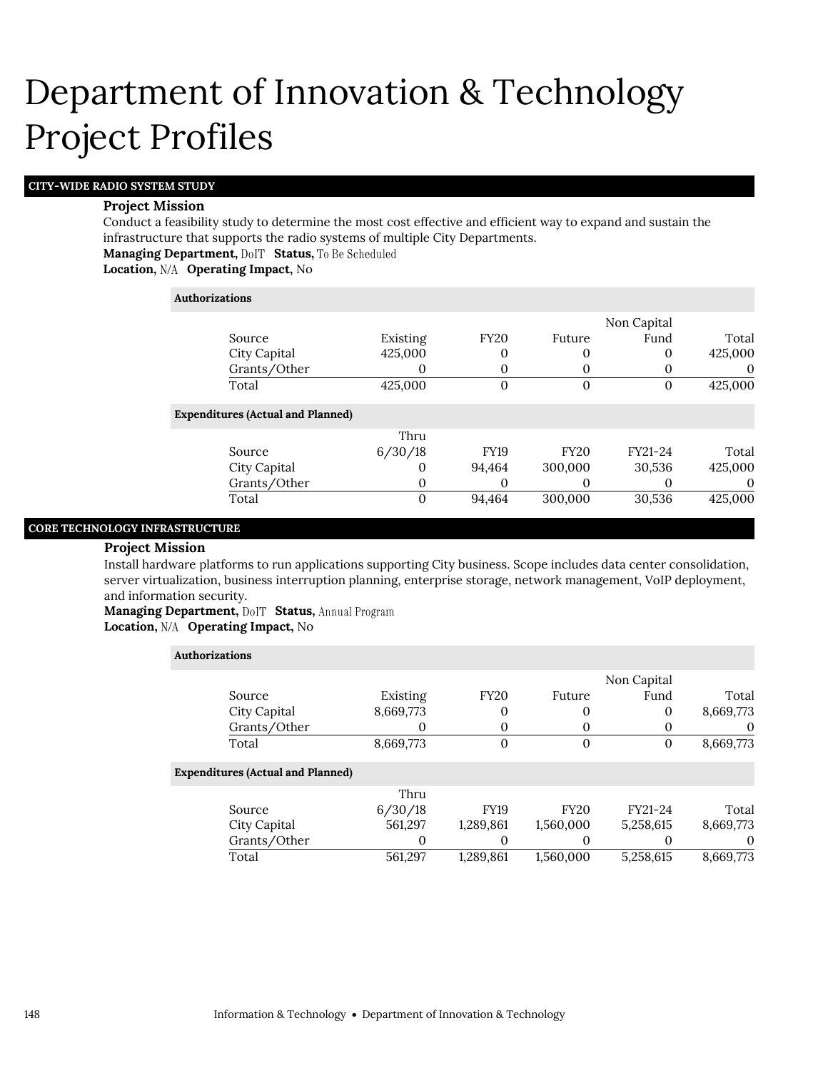# Department of Innovation & Technology Project Profiles

## CITY-WIDE RADIO SYSTEM STUDY

**Project Mission**

Conduct a feasibility study to determine the most cost effective and efficient way to expand and sustain the infrastructure that supports the radio systems of multiple City Departments.

**Managing Department,** DoIT **Status,** To Be Scheduled

**Location,** N/A **Operating Impact,** No

**Authorizations**

| Source | Existing | FY20 | Future | Non Capital Fund | Total |
|---|---|---|---|---|---|
| City Capital | 425,000 | 0 | 0 | 0 | 425,000 |
| Grants/Other | 0 | 0 | 0 | 0 | 0 |
| Total | 425,000 | 0 | 0 | 0 | 425,000 |

**Expenditures (Actual and Planned)**

| Source | Thru 6/30/18 | FY19 | FY20 | FY21-24 | Total |
|---|---|---|---|---|---|
| City Capital | 0 | 94,464 | 300,000 | 30,536 | 425,000 |
| Grants/Other | 0 | 0 | 0 | 0 | 0 |
| Total | 0 | 94,464 | 300,000 | 30,536 | 425,000 |

## CORE TECHNOLOGY INFRASTRUCTURE

**Project Mission**

Install hardware platforms to run applications supporting City business. Scope includes data center consolidation, server virtualization, business interruption planning, enterprise storage, network management, VoIP deployment, and information security.

**Managing Department,** DoIT **Status,** Annual Program

**Location,** N/A **Operating Impact,** No

**Authorizations**

| Source | Existing | FY20 | Future | Non Capital Fund | Total |
|---|---|---|---|---|---|
| City Capital | 8,669,773 | 0 | 0 | 0 | 8,669,773 |
| Grants/Other | 0 | 0 | 0 | 0 | 0 |
| Total | 8,669,773 | 0 | 0 | 0 | 8,669,773 |

**Expenditures (Actual and Planned)**

| Source | Thru 6/30/18 | FY19 | FY20 | FY21-24 | Total |
|---|---|---|---|---|---|
| City Capital | 561,297 | 1,289,861 | 1,560,000 | 5,258,615 | 8,669,773 |
| Grants/Other | 0 | 0 | 0 | 0 | 0 |
| Total | 561,297 | 1,289,861 | 1,560,000 | 5,258,615 | 8,669,773 |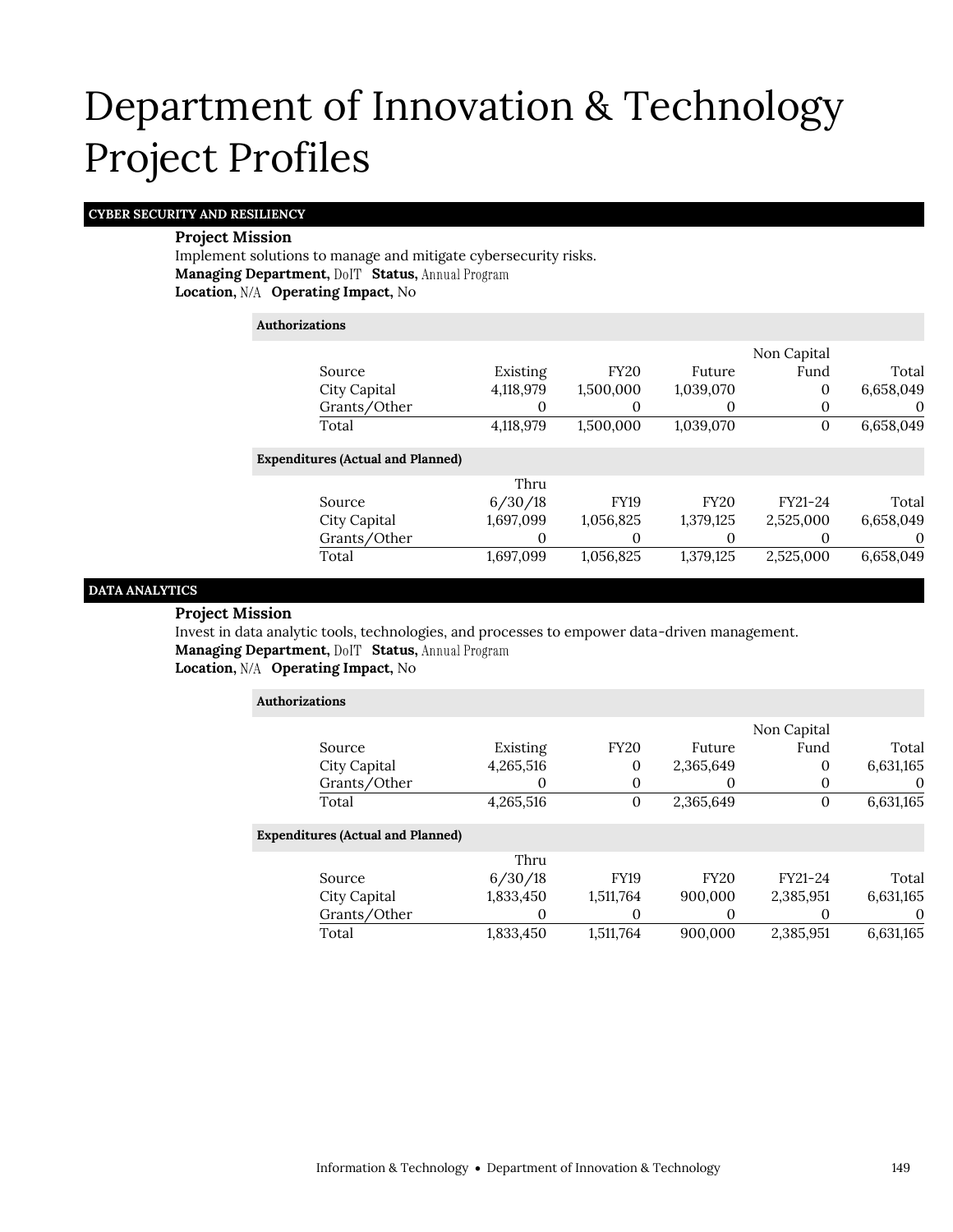# Department of Innovation & Technology Project Profiles

## CYBER SECURITY AND RESILIENCY

**Project Mission**
Implement solutions to manage and mitigate cybersecurity risks.
**Managing Department,** DoIT **Status,** Annual Program
**Location,** N/A **Operating Impact,** No

**Authorizations**

| Source | Existing | FY20 | Future | Non Capital Fund | Total |
|---|---|---|---|---|---|
| City Capital | 4,118,979 | 1,500,000 | 1,039,070 | 0 | 6,658,049 |
| Grants/Other | 0 | 0 | 0 | 0 | 0 |
| Total | 4,118,979 | 1,500,000 | 1,039,070 | 0 | 6,658,049 |

**Expenditures (Actual and Planned)**

| Source | Thru 6/30/18 | FY19 | FY20 | FY21-24 | Total |
|---|---|---|---|---|---|
| City Capital | 1,697,099 | 1,056,825 | 1,379,125 | 2,525,000 | 6,658,049 |
| Grants/Other | 0 | 0 | 0 | 0 | 0 |
| Total | 1,697,099 | 1,056,825 | 1,379,125 | 2,525,000 | 6,658,049 |

## DATA ANALYTICS

**Project Mission**
Invest in data analytic tools, technologies, and processes to empower data-driven management.
**Managing Department,** DoIT **Status,** Annual Program
**Location,** N/A **Operating Impact,** No

**Authorizations**

| Source | Existing | FY20 | Future | Non Capital Fund | Total |
|---|---|---|---|---|---|
| City Capital | 4,265,516 | 0 | 2,365,649 | 0 | 6,631,165 |
| Grants/Other | 0 | 0 | 0 | 0 | 0 |
| Total | 4,265,516 | 0 | 2,365,649 | 0 | 6,631,165 |

**Expenditures (Actual and Planned)**

| Source | Thru 6/30/18 | FY19 | FY20 | FY21-24 | Total |
|---|---|---|---|---|---|
| City Capital | 1,833,450 | 1,511,764 | 900,000 | 2,385,951 | 6,631,165 |
| Grants/Other | 0 | 0 | 0 | 0 | 0 |
| Total | 1,833,450 | 1,511,764 | 900,000 | 2,385,951 | 6,631,165 |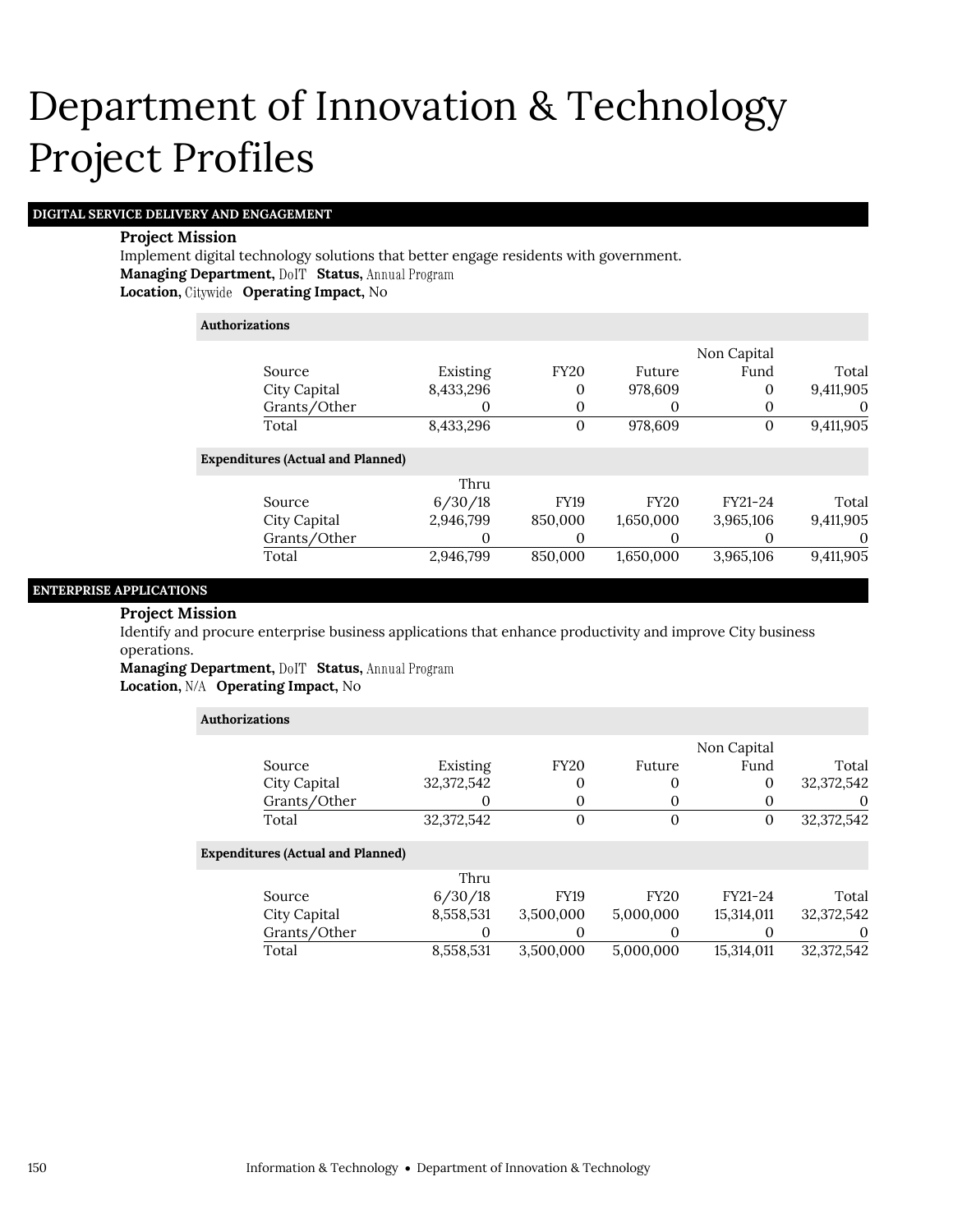# Department of Innovation & Technology Project Profiles

## DIGITAL SERVICE DELIVERY AND ENGAGEMENT

**Project Mission**

Implement digital technology solutions that better engage residents with government.

**Managing Department,** DoIT **Status,** Annual Program

**Location,** Citywide **Operating Impact,** No

**Authorizations**

| Source | Existing | FY20 | Future | Non Capital Fund | Total |
|---|---|---|---|---|---|
| City Capital | 8,433,296 | 0 | 978,609 | 0 | 9,411,905 |
| Grants/Other | 0 | 0 | 0 | 0 | 0 |
| Total | 8,433,296 | 0 | 978,609 | 0 | 9,411,905 |

**Expenditures (Actual and Planned)**

| Source | Thru 6/30/18 | FY19 | FY20 | FY21-24 | Total |
|---|---|---|---|---|---|
| City Capital | 2,946,799 | 850,000 | 1,650,000 | 3,965,106 | 9,411,905 |
| Grants/Other | 0 | 0 | 0 | 0 | 0 |
| Total | 2,946,799 | 850,000 | 1,650,000 | 3,965,106 | 9,411,905 |

## ENTERPRISE APPLICATIONS

**Project Mission**

Identify and procure enterprise business applications that enhance productivity and improve City business operations.

**Managing Department,** DoIT **Status,** Annual Program

**Location,** N/A **Operating Impact,** No

**Authorizations**

| Source | Existing | FY20 | Future | Non Capital Fund | Total |
|---|---|---|---|---|---|
| City Capital | 32,372,542 | 0 | 0 | 0 | 32,372,542 |
| Grants/Other | 0 | 0 | 0 | 0 | 0 |
| Total | 32,372,542 | 0 | 0 | 0 | 32,372,542 |

**Expenditures (Actual and Planned)**

| Source | Thru 6/30/18 | FY19 | FY20 | FY21-24 | Total |
|---|---|---|---|---|---|
| City Capital | 8,558,531 | 3,500,000 | 5,000,000 | 15,314,011 | 32,372,542 |
| Grants/Other | 0 | 0 | 0 | 0 | 0 |
| Total | 8,558,531 | 3,500,000 | 5,000,000 | 15,314,011 | 32,372,542 |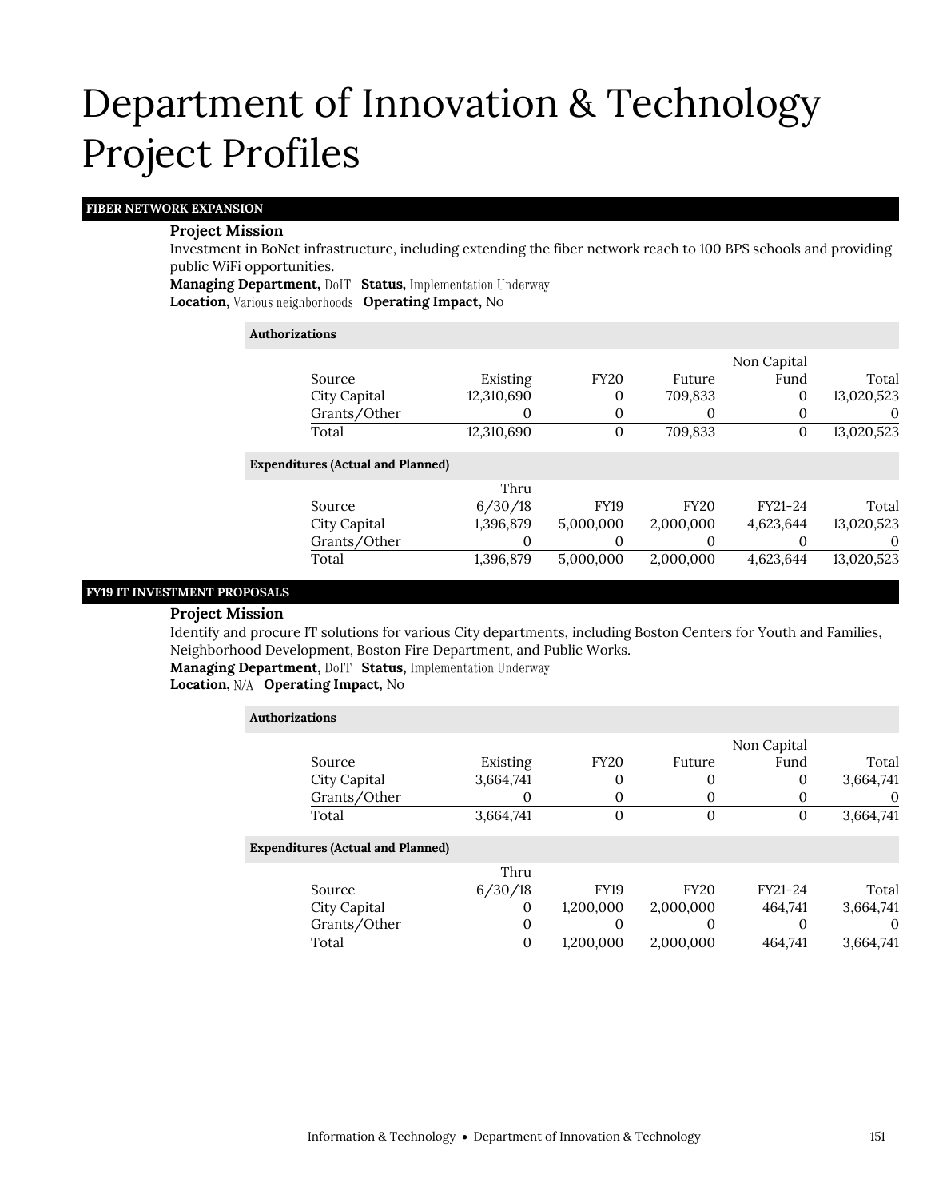# Department of Innovation & Technology Project Profiles

## FIBER NETWORK EXPANSION

**Project Mission**

Investment in BoNet infrastructure, including extending the fiber network reach to 100 BPS schools and providing public WiFi opportunities.

**Managing Department,** DoIT **Status,** Implementation Underway
**Location,** Various neighborhoods **Operating Impact,** No

**Authorizations**

| Source | Existing | FY20 | Future | Non Capital Fund | Total |
|---|---|---|---|---|---|
| City Capital | 12,310,690 | 0 | 709,833 | 0 | 13,020,523 |
| Grants/Other | 0 | 0 | 0 | 0 | 0 |
| Total | 12,310,690 | 0 | 709,833 | 0 | 13,020,523 |

**Expenditures (Actual and Planned)**

| Source | Thru 6/30/18 | FY19 | FY20 | FY21-24 | Total |
|---|---|---|---|---|---|
| City Capital | 1,396,879 | 5,000,000 | 2,000,000 | 4,623,644 | 13,020,523 |
| Grants/Other | 0 | 0 | 0 | 0 | 0 |
| Total | 1,396,879 | 5,000,000 | 2,000,000 | 4,623,644 | 13,020,523 |

## FY19 IT INVESTMENT PROPOSALS

**Project Mission**

Identify and procure IT solutions for various City departments, including Boston Centers for Youth and Families, Neighborhood Development, Boston Fire Department, and Public Works.

**Managing Department,** DoIT **Status,** Implementation Underway
**Location,** N/A **Operating Impact,** No

**Authorizations**

| Source | Existing | FY20 | Future | Non Capital Fund | Total |
|---|---|---|---|---|---|
| City Capital | 3,664,741 | 0 | 0 | 0 | 3,664,741 |
| Grants/Other | 0 | 0 | 0 | 0 | 0 |
| Total | 3,664,741 | 0 | 0 | 0 | 3,664,741 |

**Expenditures (Actual and Planned)**

| Source | Thru 6/30/18 | FY19 | FY20 | FY21-24 | Total |
|---|---|---|---|---|---|
| City Capital | 0 | 1,200,000 | 2,000,000 | 464,741 | 3,664,741 |
| Grants/Other | 0 | 0 | 0 | 0 | 0 |
| Total | 0 | 1,200,000 | 2,000,000 | 464,741 | 3,664,741 |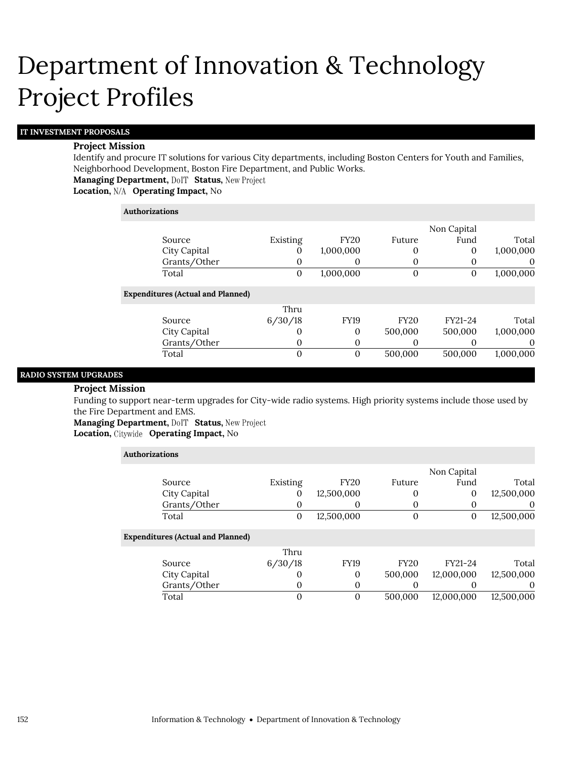# Department of Innovation & Technology Project Profiles

## IT INVESTMENT PROPOSALS

**Project Mission**

Identify and procure IT solutions for various City departments, including Boston Centers for Youth and Families, Neighborhood Development, Boston Fire Department, and Public Works.

**Managing Department,** DoIT **Status,** New Project

**Location,** N/A **Operating Impact,** No

**Authorizations**

| Source | Existing | FY20 | Future | Non Capital Fund | Total |
|---|---|---|---|---|---|
| City Capital | 0 | 1,000,000 | 0 | 0 | 1,000,000 |
| Grants/Other | 0 | 0 | 0 | 0 | 0 |
| Total | 0 | 1,000,000 | 0 | 0 | 1,000,000 |

**Expenditures (Actual and Planned)**

| Source | Thru 6/30/18 | FY19 | FY20 | FY21-24 | Total |
|---|---|---|---|---|---|
| City Capital | 0 | 0 | 500,000 | 500,000 | 1,000,000 |
| Grants/Other | 0 | 0 | 0 | 0 | 0 |
| Total | 0 | 0 | 500,000 | 500,000 | 1,000,000 |

## RADIO SYSTEM UPGRADES

**Project Mission**

Funding to support near-term upgrades for City-wide radio systems. High priority systems include those used by the Fire Department and EMS.

**Managing Department,** DoIT **Status,** New Project

**Location,** Citywide **Operating Impact,** No

**Authorizations**

| Source | Existing | FY20 | Future | Non Capital Fund | Total |
|---|---|---|---|---|---|
| City Capital | 0 | 12,500,000 | 0 | 0 | 12,500,000 |
| Grants/Other | 0 | 0 | 0 | 0 | 0 |
| Total | 0 | 12,500,000 | 0 | 0 | 12,500,000 |

**Expenditures (Actual and Planned)**

| Source | Thru 6/30/18 | FY19 | FY20 | FY21-24 | Total |
|---|---|---|---|---|---|
| City Capital | 0 | 0 | 500,000 | 12,000,000 | 12,500,000 |
| Grants/Other | 0 | 0 | 0 | 0 | 0 |
| Total | 0 | 0 | 500,000 | 12,000,000 | 12,500,000 |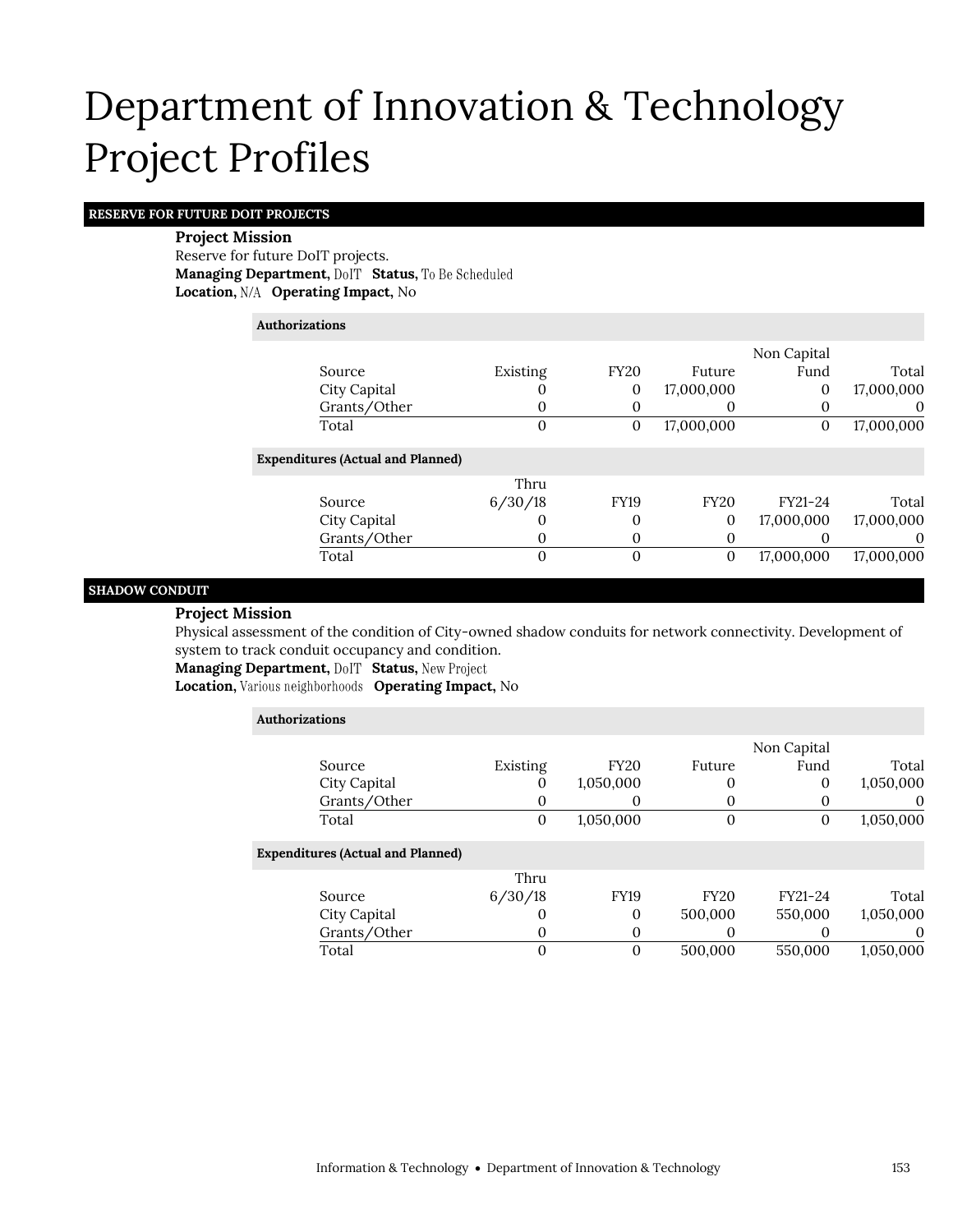# Department of Innovation & Technology Project Profiles

## RESERVE FOR FUTURE DOIT PROJECTS

**Project Mission**
Reserve for future DoIT projects.
**Managing Department,** DoIT **Status,** To Be Scheduled
**Location,** N/A **Operating Impact,** No

**Authorizations**

| Source | Existing | FY20 | Future | Non Capital Fund | Total |
|---|---|---|---|---|---|
| City Capital | 0 | 0 | 17,000,000 | 0 | 17,000,000 |
| Grants/Other | 0 | 0 | 0 | 0 | 0 |
| Total | 0 | 0 | 17,000,000 | 0 | 17,000,000 |

**Expenditures (Actual and Planned)**

| Source | Thru 6/30/18 | FY19 | FY20 | FY21-24 | Total |
|---|---|---|---|---|---|
| City Capital | 0 | 0 | 0 | 17,000,000 | 17,000,000 |
| Grants/Other | 0 | 0 | 0 | 0 | 0 |
| Total | 0 | 0 | 0 | 17,000,000 | 17,000,000 |

## SHADOW CONDUIT

**Project Mission**
Physical assessment of the condition of City-owned shadow conduits for network connectivity. Development of system to track conduit occupancy and condition.
**Managing Department,** DoIT **Status,** New Project
**Location,** Various neighborhoods **Operating Impact,** No

**Authorizations**

| Source | Existing | FY20 | Future | Non Capital Fund | Total |
|---|---|---|---|---|---|
| City Capital | 0 | 1,050,000 | 0 | 0 | 1,050,000 |
| Grants/Other | 0 | 0 | 0 | 0 | 0 |
| Total | 0 | 1,050,000 | 0 | 0 | 1,050,000 |

**Expenditures (Actual and Planned)**

| Source | Thru 6/30/18 | FY19 | FY20 | FY21-24 | Total |
|---|---|---|---|---|---|
| City Capital | 0 | 0 | 500,000 | 550,000 | 1,050,000 |
| Grants/Other | 0 | 0 | 0 | 0 | 0 |
| Total | 0 | 0 | 500,000 | 550,000 | 1,050,000 |